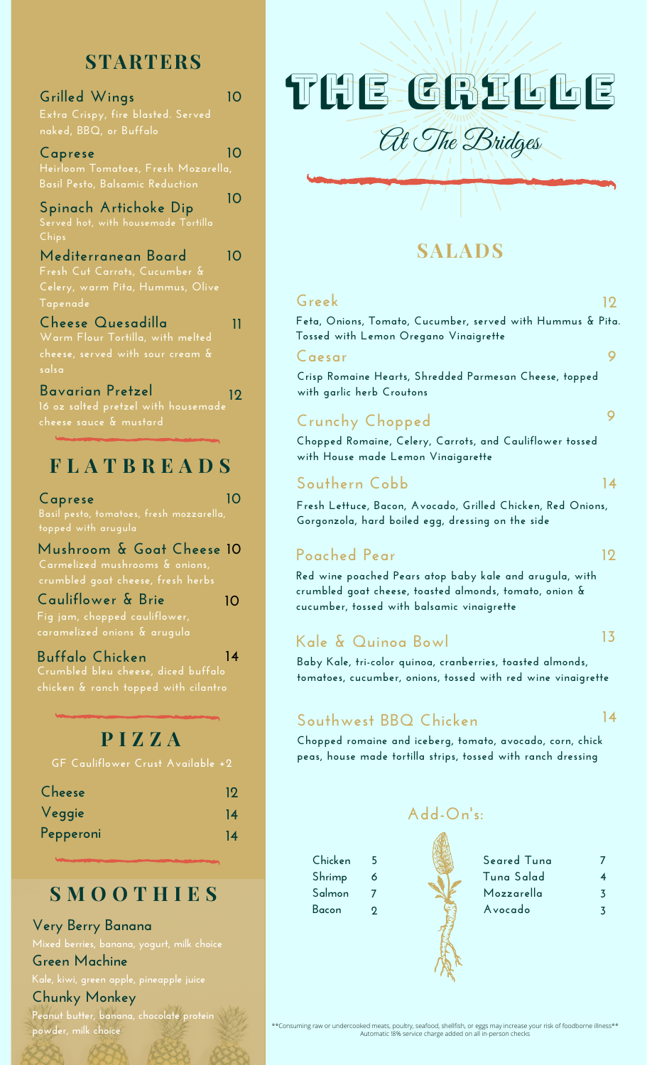# THE GRILLE

*At The Bridges*

## STARTERS

**Grilled Wings** 10
Extra Crispy, fire blasted. Served naked, BBQ, or Buffalo

**Caprese** 10
Heirloom Tomatoes, Fresh Mozarella, Basil Pesto, Balsamic Reduction

**Spinach Artichoke Dip** 10
Served hot, with housemade Tortilla Chips

**Mediterranean Board** 10
Fresh Cut Carrots, Cucumber & Celery, warm Pita, Hummus, Olive Tapenade

**Cheese Quesadilla** 11
Warm Flour Tortilla, with melted cheese, served with sour cream & salsa

**Bavarian Pretzel** 12
16 oz salted pretzel with housemade cheese sauce & mustard

## FLATBREADS

**Caprese** 10
Basil pesto, tomatoes, fresh mozzarella, topped with arugula

**Mushroom & Goat Cheese** 10
Carmelized mushrooms & onions, crumbled goat cheese, fresh herbs

**Cauliflower & Brie** 10
Fig jam, chopped cauliflower, caramelized onions & arugula

**Buffalo Chicken** 14
Crumbled bleu cheese, diced buffalo chicken & ranch topped with cilantro

## PIZZA

GF Cauliflower Crust Available +2

| | |
|---|---|
| Cheese | 12 |
| Veggie | 14 |
| Pepperoni | 14 |

## SMOOTHIES

**Very Berry Banana**
Mixed berries, banana, yogurt, milk choice

**Green Machine**
Kale, kiwi, green apple, pineapple juice

**Chunky Monkey**
Peanut butter, banana, chocolate protein powder, milk choice

## SALADS

**Greek** 12
Feta, Onions, Tomato, Cucumber, served with Hummus & Pita. Tossed with Lemon Oregano Vinaigrette

**Caesar** 9
Crisp Romaine Hearts, Shredded Parmesan Cheese, topped with garlic herb Croutons

**Crunchy Chopped** 9
Chopped Romaine, Celery, Carrots, and Cauliflower tossed with House made Lemon Vinaigarette

**Southern Cobb** 14
Fresh Lettuce, Bacon, Avocado, Grilled Chicken, Red Onions, Gorgonzola, hard boiled egg, dressing on the side

**Poached Pear** 12
Red wine poached Pears atop baby kale and arugula, with crumbled goat cheese, toasted almonds, tomato, onion & cucumber, tossed with balsamic vinaigrette

**Kale & Quinoa Bowl** 13
Baby Kale, tri-color quinoa, cranberries, toasted almonds, tomatoes, cucumber, onions, tossed with red wine vinaigrette

**Southwest BBQ Chicken** 14
Chopped romaine and iceberg, tomato, avocado, corn, chick peas, house made tortilla strips, tossed with ranch dressing

### Add-On's:

| | | | |
|---|---|---|---|
| Chicken | 5 | Seared Tuna | 7 |
| Shrimp | 6 | Tuna Salad | 4 |
| Salmon | 7 | Mozzarella | 3 |
| Bacon | 2 | Avocado | 3 |

**Consuming raw or undercooked meats, poultry, seafood, shellfish, or eggs may increase your risk of foodborne illness**
Automatic 18% service charge added on all in-person checks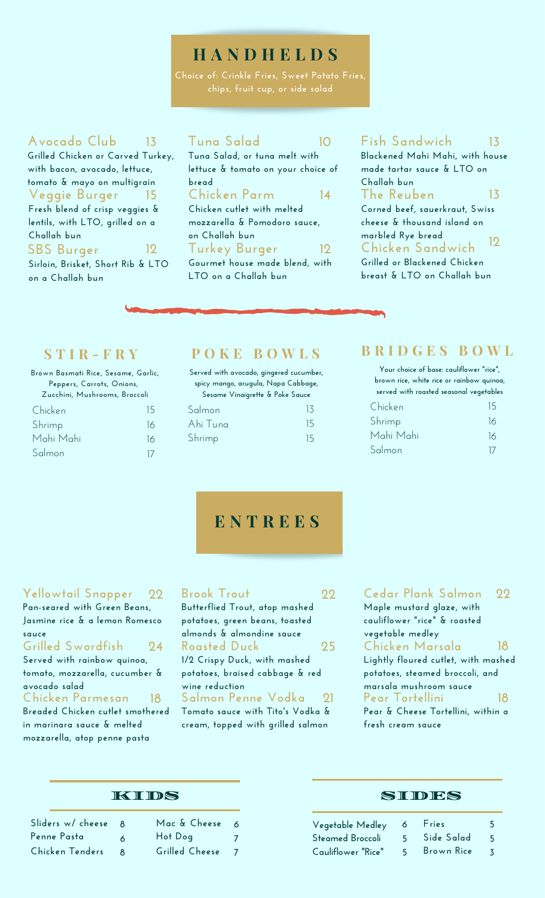# HANDHELDS

Choice of: Crinkle Fries, Sweet Potato Fries, chips, fruit cup, or side salad

### Avocado Club 13
Grilled Chicken or Carved Turkey, with bacon, avocado, lettuce, tomato & mayo on multigrain

### Veggie Burger 15
Fresh blend of crisp veggies & lentils, with LTO, grilled on a Challah bun

### SBS Burger 12
Sirloin, Brisket, Short Rib & LTO on a Challah bun

### Tuna Salad 10
Tuna Salad, or tuna melt with lettuce & tomato on your choice of bread

### Chicken Parm 14
Chicken cutlet with melted mozzarella & Pomodoro sauce, on Challah bun

### Turkey Burger 12
Gourmet house made blend, with LTO on a Challah bun

### Fish Sandwich 13
Blackened Mahi Mahi, with house made tartar sauce & LTO on Challah bun

### The Reuben 13
Corned beef, sauerkraut, Swiss cheese & thousand island on marbled Rye bread

### Chicken Sandwich 12
Grilled or Blackened Chicken breast & LTO on Challah bun

## STIR-FRY

Brown Basmati Rice, Sesame, Garlic, Peppers, Carrots, Onions, Zucchini, Mushrooms, Broccoli

| | |
|---|---|
| Chicken | 15 |
| Shrimp | 16 |
| Mahi Mahi | 16 |
| Salmon | 17 |

## POKE BOWLS

Served with avocado, gingered cucumber, spicy mango, arugula, Napa Cabbage, Sesame Vinaigrette & Poke Sauce

| | |
|---|---|
| Salmon | 13 |
| Ahi Tuna | 15 |
| Shrimp | 15 |

## BRIDGES BOWL

Your choice of base: cauliflower "rice", brown rice, white rice or rainbow quinoa, served with roasted seasonal vegetables

| | |
|---|---|
| Chicken | 15 |
| Shrimp | 16 |
| Mahi Mahi | 16 |
| Salmon | 17 |

# ENTREES

### Yellowtail Snapper 22
Pan-seared with Green Beans, Jasmine rice & a lemon Romesco sauce

### Grilled Swordfish 24
Served with rainbow quinoa, tomato, mozzarella, cucumber & avocado salad

### Chicken Parmesan 18
Breaded Chicken cutlet smothered in marinara sauce & melted mozzarella, atop penne pasta

### Brook Trout 22
Butterflied Trout, atop mashed potatoes, green beans, toasted almonds & almondine sauce

### Roasted Duck 25
1/2 Crispy Duck, with mashed potatoes, braised cabbage & red wine reduction

### Salmon Penne Vodka 21
Tomato sauce with Tito's Vodka & cream, topped with grilled salmon

### Cedar Plank Salmon 22
Maple mustard glaze, with cauliflower "rice" & roasted vegetable medley

### Chicken Marsala 18
Lightly floured cutlet, with mashed potatoes, steamed broccoli, and marsala mushroom sauce

### Pear Tortellini 18
Pear & Cheese Tortellini, within a fresh cream sauce

## KIDS

| | | | |
|---|---|---|---|
| Sliders w/ cheese | 8 | Mac & Cheese | 6 |
| Penne Pasta | 6 | Hot Dog | 7 |
| Chicken Tenders | 8 | Grilled Cheese | 7 |

## SIDES

| | | | |
|---|---|---|---|
| Vegetable Medley | 6 | Fries | 5 |
| Steamed Broccoli | 5 | Side Salad | 5 |
| Cauliflower "Rice" | 5 | Brown Rice | 3 |